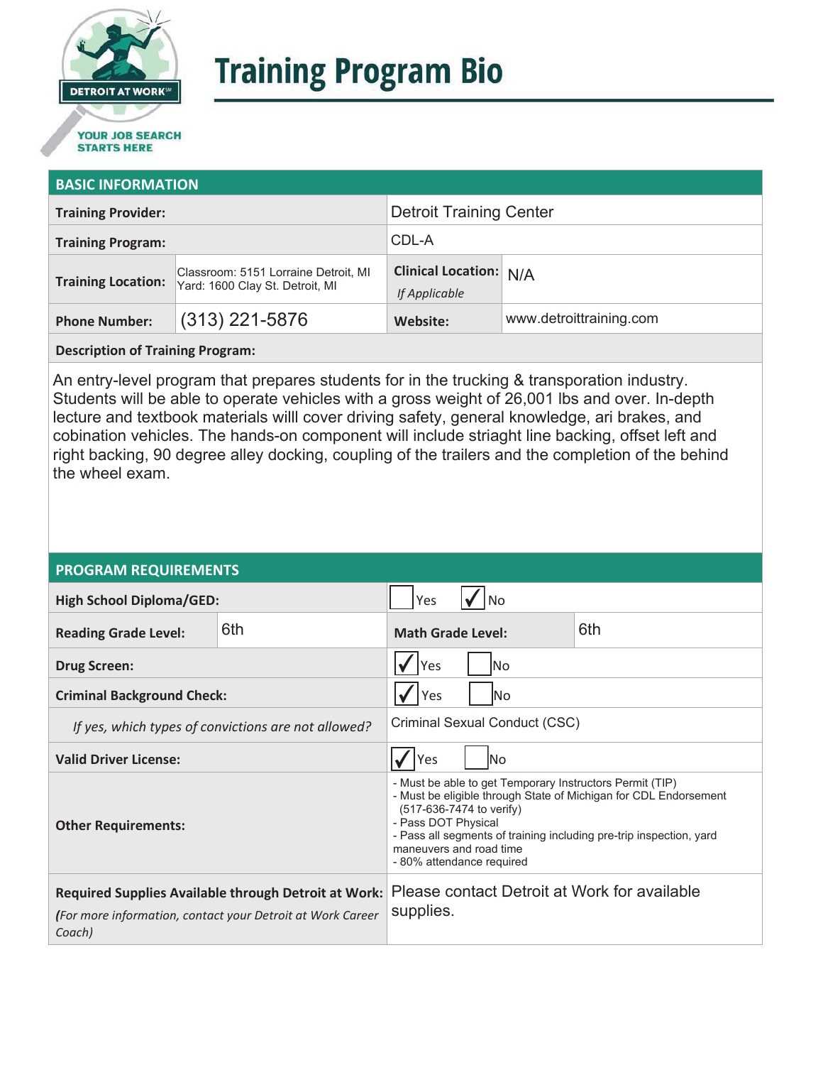# Training Program Bio

DETROIT AT WORK
YOUR JOB SEARCH STARTS HERE

## BASIC INFORMATION

| | | | |
|---|---|---|---|
| **Training Provider:** | | Detroit Training Center | |
| **Training Program:** | | CDL-A | |
| **Training Location:** | Classroom: 5151 Lorraine Detroit, MI<br>Yard: 1600 Clay St. Detroit, MI | **Clinical Location:** *If Applicable* | N/A |
| **Phone Number:** | (313) 221-5876 | **Website:** | www.detroittraining.com |

**Description of Training Program:**

An entry-level program that prepares students for in the trucking & transporation industry. Students will be able to operate vehicles with a gross weight of 26,001 lbs and over. In-depth lecture and textbook materials willl cover driving safety, general knowledge, ari brakes, and cobination vehicles. The hands-on component will include striaght line backing, offset left and right backing, 90 degree alley docking, coupling of the trailers and the completion of the behind the wheel exam.

## PROGRAM REQUIREMENTS

| | | | |
|---|---|---|---|
| **High School Diploma/GED:** | | ☐ Yes ☑ No | |
| **Reading Grade Level:** | 6th | **Math Grade Level:** | 6th |
| **Drug Screen:** | | ☑ Yes ☐ No | |
| **Criminal Background Check:** | | ☑ Yes ☐ No | |
| *If yes, which types of convictions are not allowed?* | | Criminal Sexual Conduct (CSC) | |
| **Valid Driver License:** | | ☑ Yes ☐ No | |
| **Other Requirements:** | | - Must be able to get Temporary Instructors Permit (TIP)<br>- Must be eligible through State of Michigan for CDL Endorsement (517-636-7474 to verify)<br>- Pass DOT Physical<br>- Pass all segments of training including pre-trip inspection, yard maneuvers and road time<br>- 80% attendance required | |
| **Required Supplies Available through Detroit at Work:**<br>***(For more information, contact your Detroit at Work Career Coach)*** | | Please contact Detroit at Work for available supplies. | |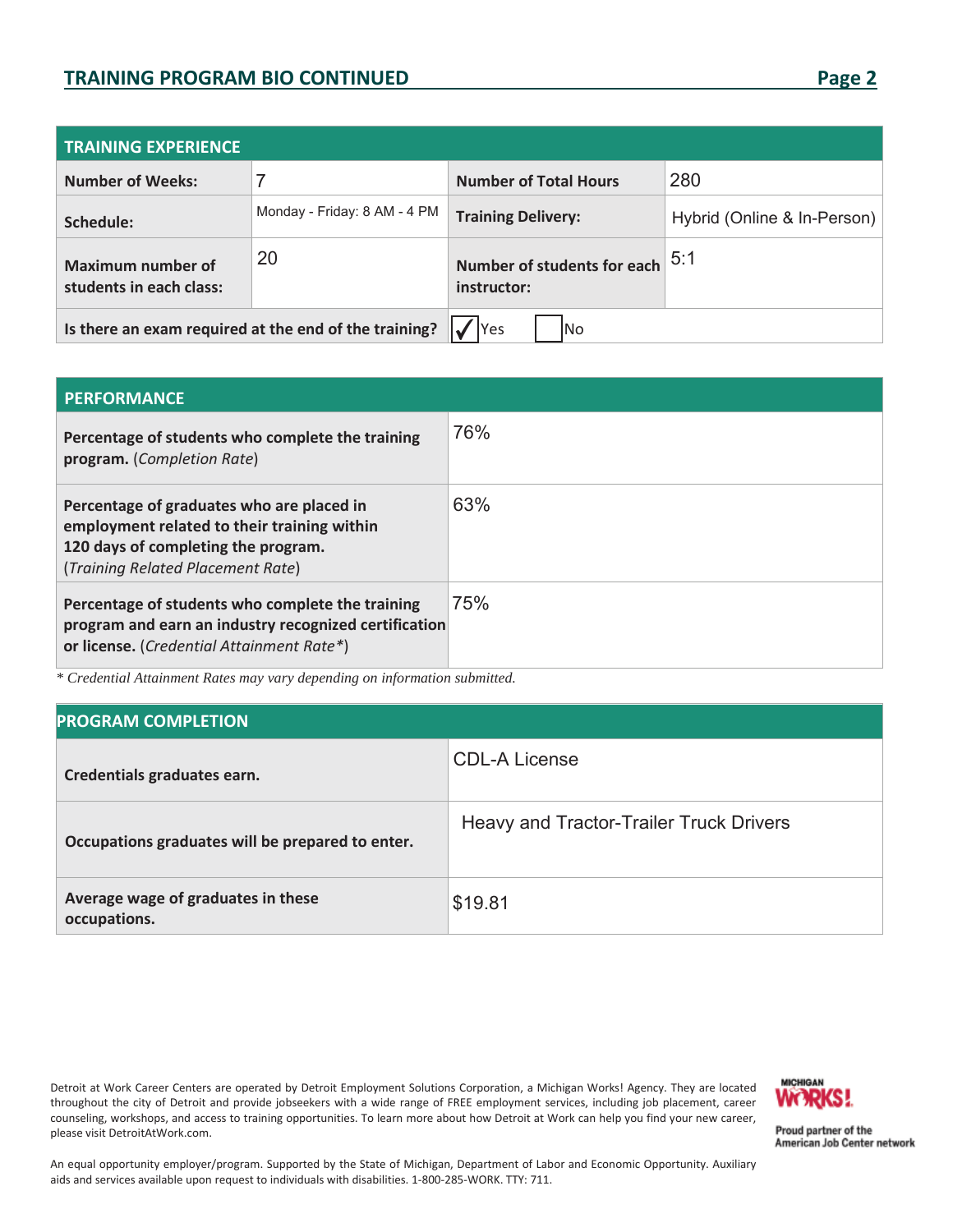## TRAINING PROGRAM BIO CONTINUED

| TRAINING EXPERIENCE | | | |
|---|---|---|---|
| **Number of Weeks:** | 7 | **Number of Total Hours** | 280 |
| **Schedule:** | Monday - Friday: 8 AM - 4 PM | **Training Delivery:** | Hybrid (Online & In-Person) |
| **Maximum number of students in each class:** | 20 | **Number of students for each instructor:** | 5:1 |
| **Is there an exam required at the end of the training?** | ☑ Yes ☐ No | | |

| PERFORMANCE | |
|---|---|
| **Percentage of students who complete the training program.** (*Completion Rate*) | 76% |
| **Percentage of graduates who are placed in employment related to their training within 120 days of completing the program.** (*Training Related Placement Rate*) | 63% |
| **Percentage of students who complete the training program and earn an industry recognized certification or license.** (*Credential Attainment Rate**) | 75% |

*\* Credential Attainment Rates may vary depending on information submitted.*

| PROGRAM COMPLETION | |
|---|---|
| **Credentials graduates earn.** | CDL-A License |
| **Occupations graduates will be prepared to enter.** | Heavy and Tractor-Trailer Truck Drivers |
| **Average wage of graduates in these occupations.** | $19.81 |

Detroit at Work Career Centers are operated by Detroit Employment Solutions Corporation, a Michigan Works! Agency. They are located throughout the city of Detroit and provide jobseekers with a wide range of FREE employment services, including job placement, career counseling, workshops, and access to training opportunities. To learn more about how Detroit at Work can help you find your new career, please visit DetroitAtWork.com.

MICHIGAN WORKS! Proud partner of the American Job Center network

An equal opportunity employer/program. Supported by the State of Michigan, Department of Labor and Economic Opportunity. Auxiliary aids and services available upon request to individuals with disabilities. 1-800-285-WORK. TTY: 711.